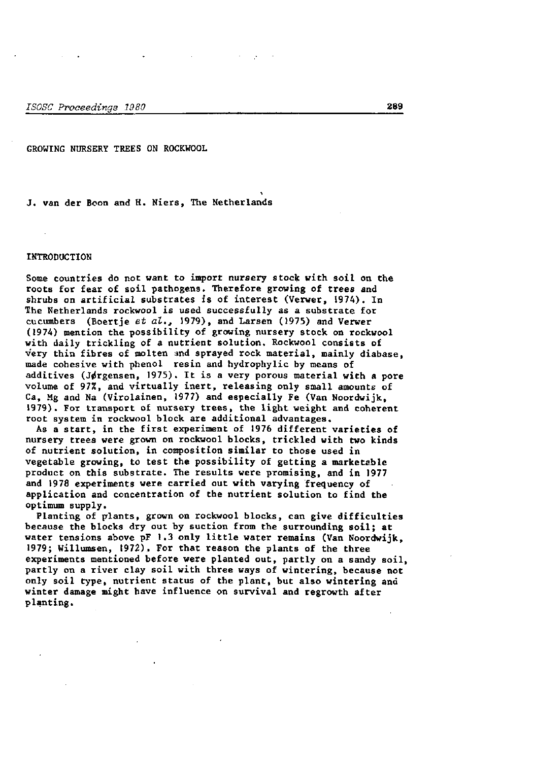# GROWING NURSERY TREES ON ROCKWOOL

J. van der Boon and H. Niers, The Netherlands

## INTRODUCTION

Some countries do not want to import nursery stock with soil on the roots for fear of soil pathogens. Therefore growing of trees and shrubs on artificial substrates is of interest (Verwer, 1974). In The Netherlands rockwool is used successfully as a substrate for cucumbers (Boertje *et al.*, 1979), and Larsen (1975) and Verwer (1974) mention the possibility of growing nursery stock on rockwool with daily trickling of a nutrient solution. Rockwool consists of very thin fibres of molten and sprayed rock material, mainly diabase, made cohesive with phenol resin and hydrophylic by means of additives (Jørgensen, 1975). It is a very porous material with a pore volume of 97%, and virtually inert, releasing only small amounts of Ca, Mg and Na (Virolainen, 1977) and especially Fe (Van Noordwijk, 1979). For transport of nursery trees, the light weight and coherent root system in rockwool block are additional advantages.

As a start, in the first experiment of 1976 different varieties of nursery trees were grown on rockwool blocks, trickled with two kinds of nutrient solution, in composition similar to those used in vegetable growing, to test the possibility of getting a marketable product on this substrate. The results were promising, and in 1977 and 1978 experiments were carried out with varying frequency of application and concentration of the nutrient solution to find the optimum supply.

Planting of plants, grown on rockwool blocks, can give difficulties because the blocks dry out by suction from the surrounding soil; at water tensions above pF 1.3 only little water remains (Van Noordwijk, 1979; Willumsen, 1972). For that reason the plants of the three experiments mentioned before were planted out, partly on a sandy soil, partly on a river clay soil with three ways of wintering, because not only soil type, nutrient status of the plant, but also wintering and winter damage might have influence on survival and regrowth after planting.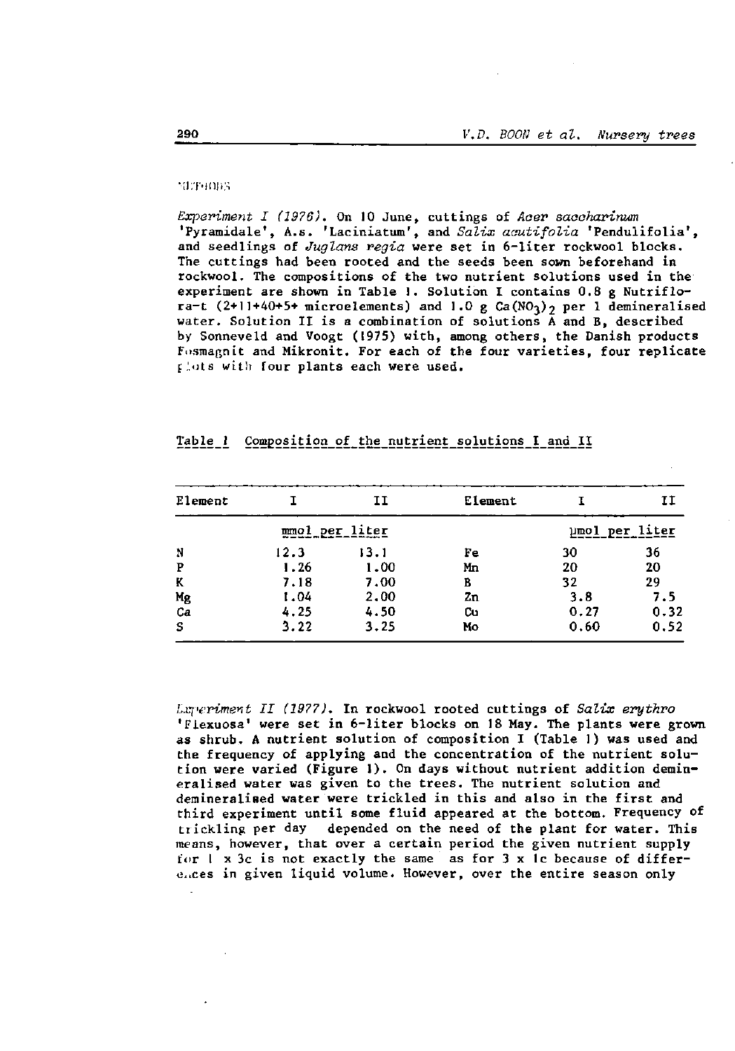## METHODS

*Experiment I (1976).* On 10 June, cuttings of *Acer saccharinum* 'Pyramidale', A.s. 'Laciniatum', and *Salix acutifolia* 'Pendulifolia', and seedlings of *Juglans regia* were set in 6-liter rockwool blocks. The cuttings had been rooted and the seeds been sown beforehand in rockwool. The compositions of the two nutrient solutions used in the experiment are shown in Table 1. Solution I contains 0.8 g Nutriflora-t (2+11+40+5+ microelements) and 1.0 g $Ca(NO_3)_2$ per l demineralised water. Solution II is a combination of solutions A and B, described by Sonneveld and Voogt (1975) with, among others, the Danish products Fosmagnit and Mikronit. For each of the four varieties, four replicate plots with four plants each were used.

Table 1 Composition of the nutrient solutions I and II

| Element | I | II | Element | I | II |
|---|---|---|---|---|---|
| | mmol per liter | | | µmol per liter | |
| N | 12.3 | 13.1 | Fe | 30 | 36 |
| P | 1.26 | 1.00 | Mn | 20 | 20 |
| K | 7.18 | 7.00 | B | 32 | 29 |
| Mg | 1.04 | 2.00 | Zn | 3.8 | 7.5 |
| Ca | 4.25 | 4.50 | Cu | 0.27 | 0.32 |
| S | 3.22 | 3.25 | Mo | 0.60 | 0.52 |

*Experiment II (1977).* In rockwool rooted cuttings of *Salix erythro* 'Flexuosa' were set in 6-liter blocks on 18 May. The plants were grown as shrub. A nutrient solution of composition I (Table 1) was used and the frequency of applying and the concentration of the nutrient solution were varied (Figure 1). On days without nutrient addition demineralised water was given to the trees. The nutrient solution and demineralised water were trickled in this and also in the first and third experiment until some fluid appeared at the bottom. Frequency of trickling per day depended on the need of the plant for water. This means, however, that over a certain period the given nutrient supply for 1 x 3c is not exactly the same as for 3 x 1c because of differences in given liquid volume. However, over the entire season only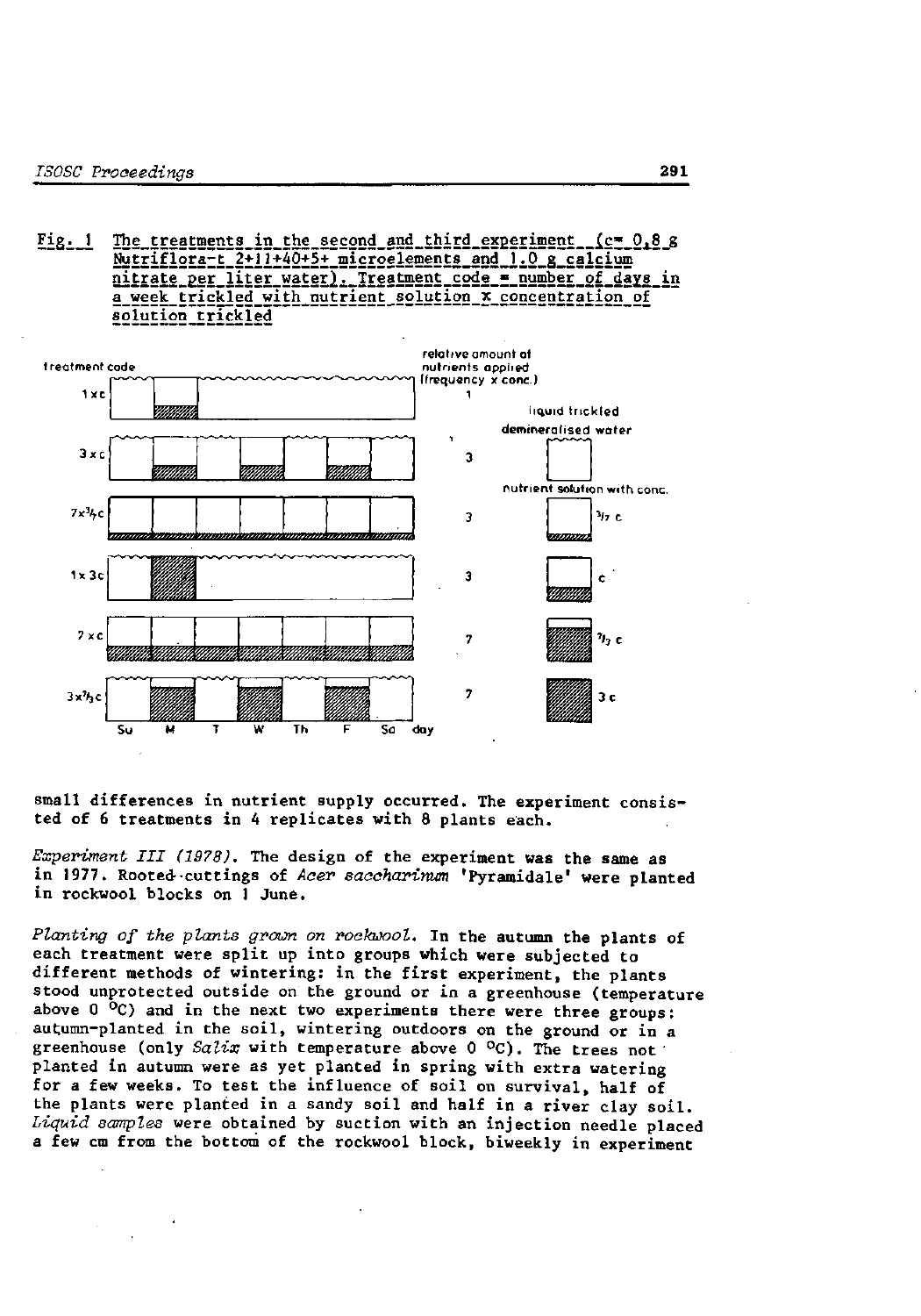Fig. 1 The treatments in the second and third experiment (c= 0.8 g Nutriflora-t 2+11+40+5+ microelements and 1.0 g calcium nitrate per liter water). Treatment code = number of days in a week trickled with nutrient solution x concentration of solution trickled

| treatment code | Su | M | T | W | Th | F | Sa | relative amount of nutrients applied (frequency x conc.) |
|---|---|---|---|---|---|---|---|---|
| 1 x c | | c | | | | | | 1 |
| 3 x c | | c | | c | | c | | 3 |
| 7 x 3/7 c | 3/7 c | 3/7 c | 3/7 c | 3/7 c | 3/7 c | 3/7 c | 3/7 c | 3 |
| 1 x 3c | | 3c | | | | | | 3 |
| 7 x c | c | c | c | c | c | c | c | 7 |
| 3 x 7/3 c | | 7/3 c | | 7/3 c | | 7/3 c | | 7 |

Liquid trickled: demineralised water; nutrient solution with conc. 3/7 c, c, 7/3 c, 3c.

small differences in nutrient supply occurred. The experiment consisted of 6 treatments in 4 replicates with 8 plants each.

*Experiment III (1978).* The design of the experiment was the same as in 1977. Rooted cuttings of *Acer saccharinum* 'Pyramidale' were planted in rockwool blocks on 1 June.

*Planting of the plants grown on rockwool.* In the autumn the plants of each treatment were split up into groups which were subjected to different methods of wintering: in the first experiment, the plants stood unprotected outside on the ground or in a greenhouse (temperature above 0 °C) and in the next two experiments there were three groups: autumn-planted in the soil, wintering outdoors on the ground or in a greenhouse (only *Salix* with temperature above 0 °C). The trees not planted in autumn were as yet planted in spring with extra watering for a few weeks. To test the influence of soil on survival, half of the plants were planted in a sandy soil and half in a river clay soil. *Liquid samples* were obtained by suction with an injection needle placed a few cm from the bottom of the rockwool block, biweekly in experiment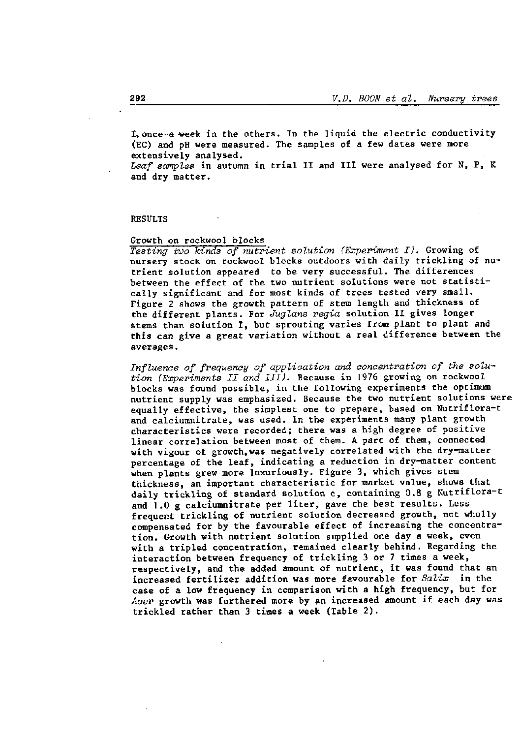I, once a week in the others. In the liquid the electric conductivity (EC) and pH were measured. The samples of a few dates were more extensively analysed.
*Leaf samples* in autumn in trial II and III were analysed for N, P, K and dry matter.

## RESULTS

### Growth on rockwool blocks

*Testing two kinds of nutrient solution (Experiment I).* Growing of nursery stock on rockwool blocks outdoors with daily trickling of nutrient solution appeared to be very successful. The differences between the effect of the two nutrient solutions were not statistically significant and for most kinds of trees tested very small. Figure 2 shows the growth pattern of stem length and thickness of the different plants. For *Juglans regia* solution II gives longer stems than solution I, but sprouting varies from plant to plant and this can give a great variation without a real difference between the averages.

*Influence of frequency of application and concentration of the solution (Experiments II and III).* Because in 1976 growing on rockwool blocks was found possible, in the following experiments the optimum nutrient supply was emphasized. Because the two nutrient solutions were equally effective, the simplest one to prepare, based on Nutriflora-t and calciumnitrate, was used. In the experiments many plant growth characteristics were recorded; there was a high degree of positive linear correlation between most of them. A part of them, connected with vigour of growth, was negatively correlated with the dry-matter percentage of the leaf, indicating a reduction in dry-matter content when plants grew more luxuriously. Figure 3, which gives stem thickness, an important characteristic for market value, shows that daily trickling of standard solution c, containing 0.8 g Nutriflora-t and 1.0 g calciumnitrate per liter, gave the best results. Less frequent trickling of nutrient solution decreased growth, not wholly compensated for by the favourable effect of increasing the concentration. Growth with nutrient solution supplied one day a week, even with a tripled concentration, remained clearly behind. Regarding the interaction between frequency of trickling 3 or 7 times a week, respectively, and the added amount of nutrient, it was found that an increased fertilizer addition was more favourable for *Salix* in the case of a low frequency in comparison with a high frequency, but for *Acer* growth was furthered more by an increased amount if each day was trickled rather than 3 times a week (Table 2).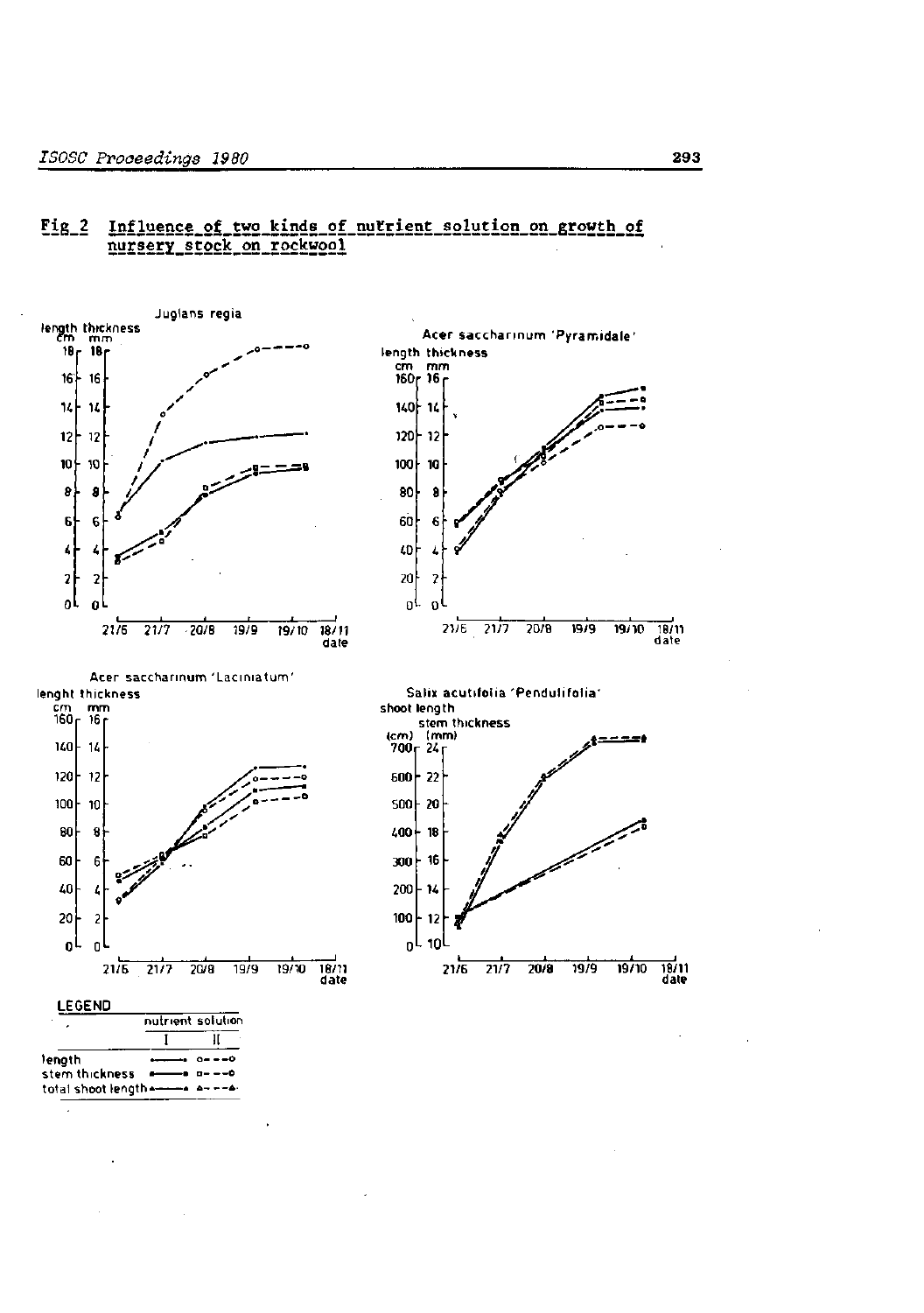## Fig 2 Influence of two kinds of nutrient solution on growth of nursery stock on rockwool

Juglans regia

length thickness
cm mm

Acer saccharinum 'Pyramidale'

length thickness
cm mm

Acer saccharinum 'Laciniatum'

lenght thickness
cm mm

Salix acutifolia 'Pendulifolia'

shoot length
stem thickness
(cm) (mm)

21/6 21/7 20/8 19/9 19/10 18/11 date

LEGEND

| | nutrient solution I | nutrient solution II |
|---|---|---|
| length | •——• | o- - -o |
| stem thickness | ■——■ | □- - -□ |
| total shoot length | ▲——▲ | △- - -△ |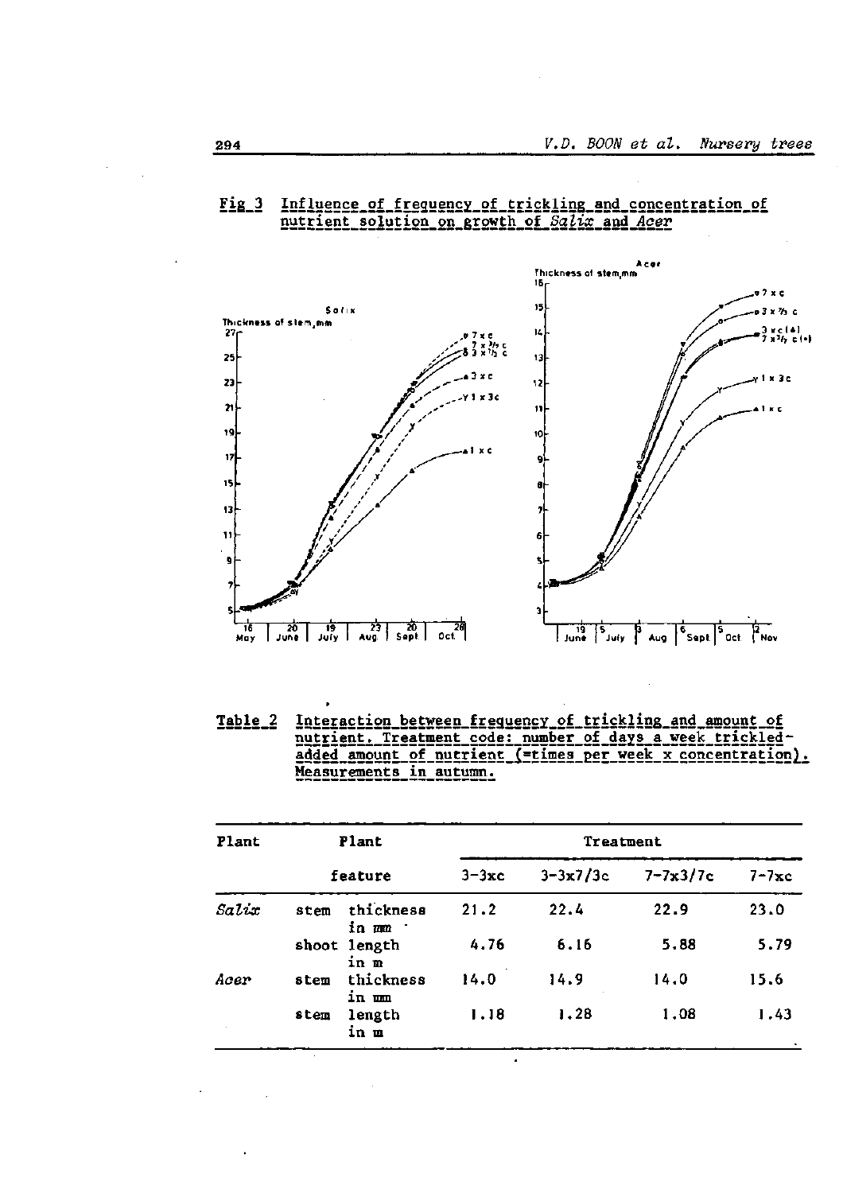**Fig 3 Influence of frequency of trickling and concentration of nutrient solution on growth of *Salix* and *Acer***

**Table 2 Interaction between frequency of trickling and amount of nutrient. Treatment code: number of days a week trickled-added amount of nutrient (=times per week x concentration). Measurements in autumn.**

| Plant | Plant feature | Treatment | | | |
|---|---|---|---|---|---|
| | | 3-3xc | 3-3x7/3c | 7-7x3/7c | 7-7xc |
| *Salix* | stem thickness in mm | 21.2 | 22.4 | 22.9 | 23.0 |
| | shoot length in m | 4.76 | 6.16 | 5.88 | 5.79 |
| *Acer* | stem thickness in mm | 14.0 | 14.9 | 14.0 | 15.6 |
| | stem length in m | 1.18 | 1.28 | 1.08 | 1.43 |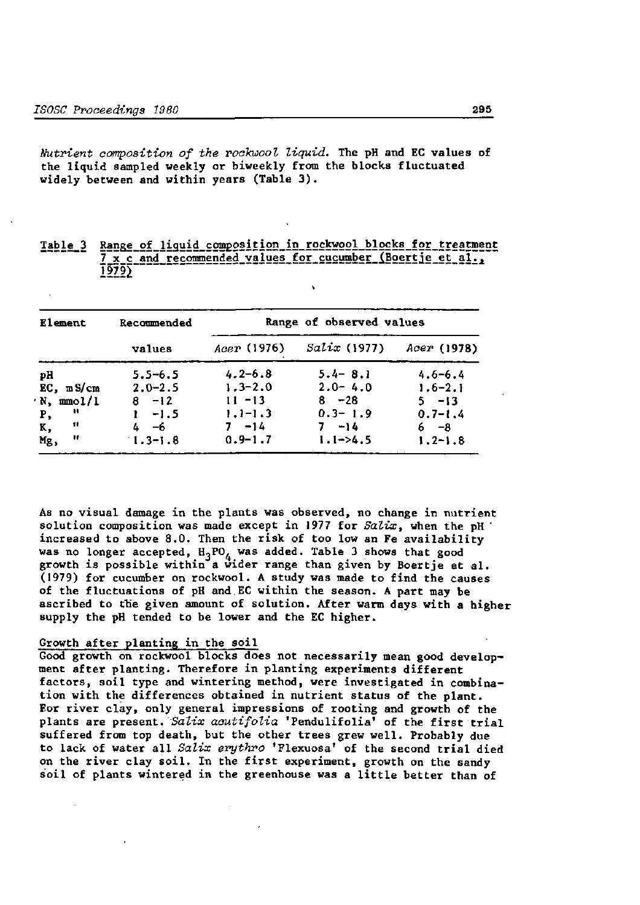*Nutrient composition of the rockwool liquid.* The pH and EC values of the liquid sampled weekly or biweekly from the blocks fluctuated widely between and within years (Table 3).

Table 3 Range of liquid composition in rockwool blocks for treatment 7 x c and recommended values for cucumber (Boertje et al., 1979)

| Element | Recommended values | Range of observed values | | |
|---|---|---|---|---|
| | | *Acer* (1976) | *Salix* (1977) | *Acer* (1978) |
| pH | 5.5–6.5 | 4.2–6.8 | 5.4– 8.1 | 4.6–6.4 |
| EC, mS/cm | 2.0–2.5 | 1.3–2.0 | 2.0– 4.0 | 1.6–2.1 |
| N, mmol/l | 8 –12 | 11 –13 | 8 –28 | 5 –13 |
| P, " | 1 –1.5 | 1.1–1.3 | 0.3– 1.9 | 0.7–1.4 |
| K, " | 4 –6 | 7 –14 | 7 –14 | 6 –8 |
| Mg, " | 1.3–1.8 | 0.9–1.7 | 1.1–>4.5 | 1.2–1.8 |

As no visual damage in the plants was observed, no change in nutrient solution composition was made except in 1977 for *Salix*, when the pH increased to above 8.0. Then the risk of too low an Fe availability was no longer accepted, $H_3PO_4$ was added. Table 3 shows that good growth is possible within a wider range than given by Boertje et al. (1979) for cucumber on rockwool. A study was made to find the causes of the fluctuations of pH and EC within the season. A part may be ascribed to the given amount of solution. After warm days with a higher supply the pH tended to be lower and the EC higher.

## Growth after planting in the soil

Good growth on rockwool blocks does not necessarily mean good development after planting. Therefore in planting experiments different factors, soil type and wintering method, were investigated in combination with the differences obtained in nutrient status of the plant. For river clay, only general impressions of rooting and growth of the plants are present. *Salix acutifolia* 'Pendulifolia' of the first trial suffered from top death, but the other trees grew well. Probably due to lack of water all *Salix erythro* 'Flexuosa' of the second trial died on the river clay soil. In the first experiment, growth on the sandy soil of plants wintered in the greenhouse was a little better than of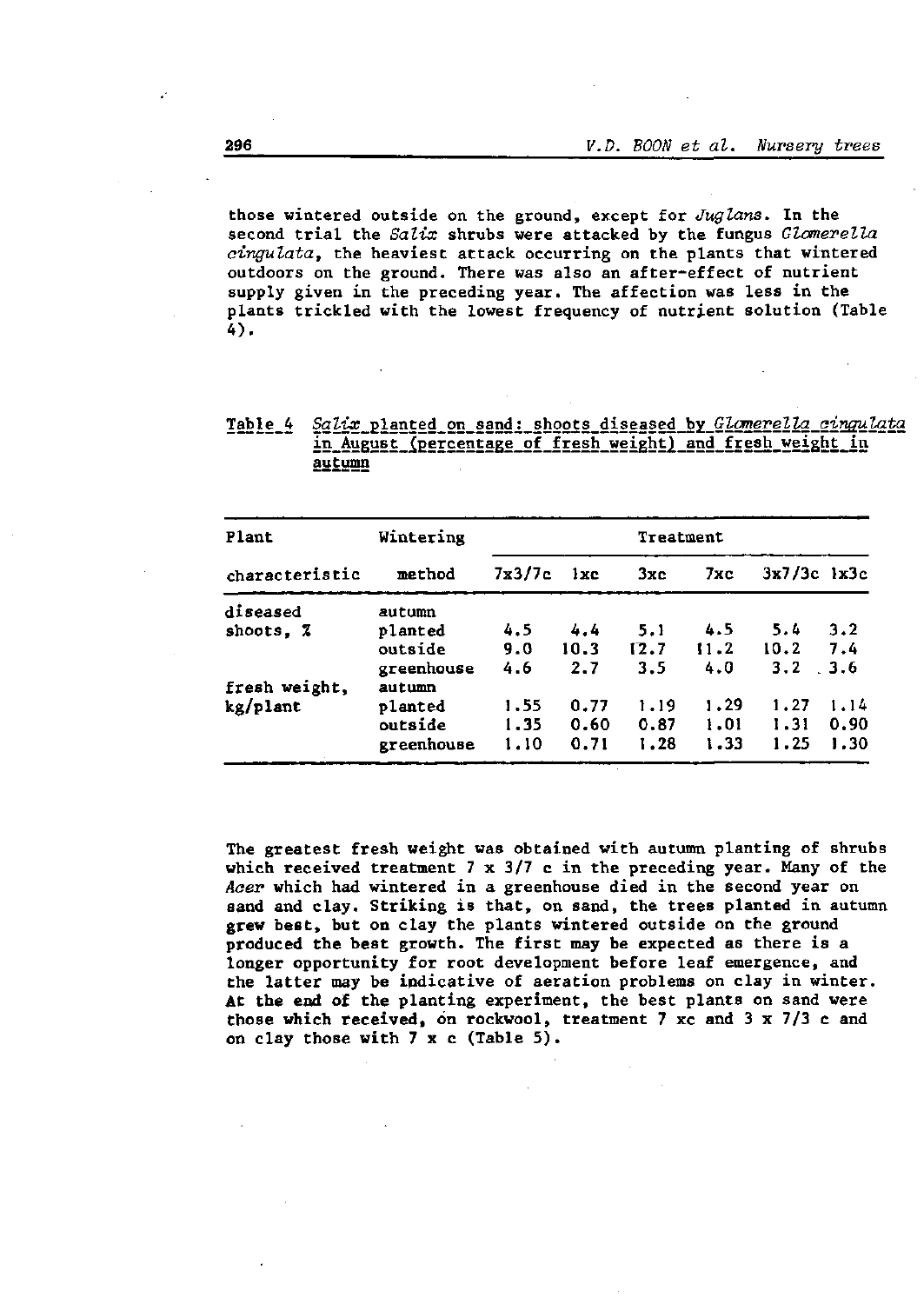those wintered outside on the ground, except for *Juglans*. In the second trial the *Salix* shrubs were attacked by the fungus *Glomerella cingulata*, the heaviest attack occurring on the plants that wintered outdoors on the ground. There was also an after-effect of nutrient supply given in the preceding year. The affection was less in the plants trickled with the lowest frequency of nutrient solution (Table 4).

Table 4 *Salix* planted on sand: shoots diseased by *Glomerella cingulata* in August (percentage of fresh weight) and fresh weight in autumn

| Plant characteristic | Wintering method | Treatment | | | | | |
|---|---|---|---|---|---|---|---|
| | | 7x3/7c | 1xc | 3xc | 7xc | 3x7/3c | 1x3c |
| diseased shoots, % | autumn planted | 4.5 | 4.4 | 5.1 | 4.5 | 5.4 | 3.2 |
| | outside | 9.0 | 10.3 | 12.7 | 11.2 | 10.2 | 7.4 |
| | greenhouse | 4.6 | 2.7 | 3.5 | 4.0 | 3.2 | 3.6 |
| fresh weight, kg/plant | autumn planted | 1.55 | 0.77 | 1.19 | 1.29 | 1.27 | 1.14 |
| | outside | 1.35 | 0.60 | 0.87 | 1.01 | 1.31 | 0.90 |
| | greenhouse | 1.10 | 0.71 | 1.28 | 1.33 | 1.25 | 1.30 |

The greatest fresh weight was obtained with autumn planting of shrubs which received treatment 7 x 3/7 c in the preceding year. Many of the *Acer* which had wintered in a greenhouse died in the second year on sand and clay. Striking is that, on sand, the trees planted in autumn grew best, but on clay the plants wintered outside on the ground produced the best growth. The first may be expected as there is a longer opportunity for root development before leaf emergence, and the latter may be indicative of aeration problems on clay in winter. At the end of the planting experiment, the best plants on sand were those which received, on rockwool, treatment 7 xc and 3 x 7/3 c and on clay those with 7 x c (Table 5).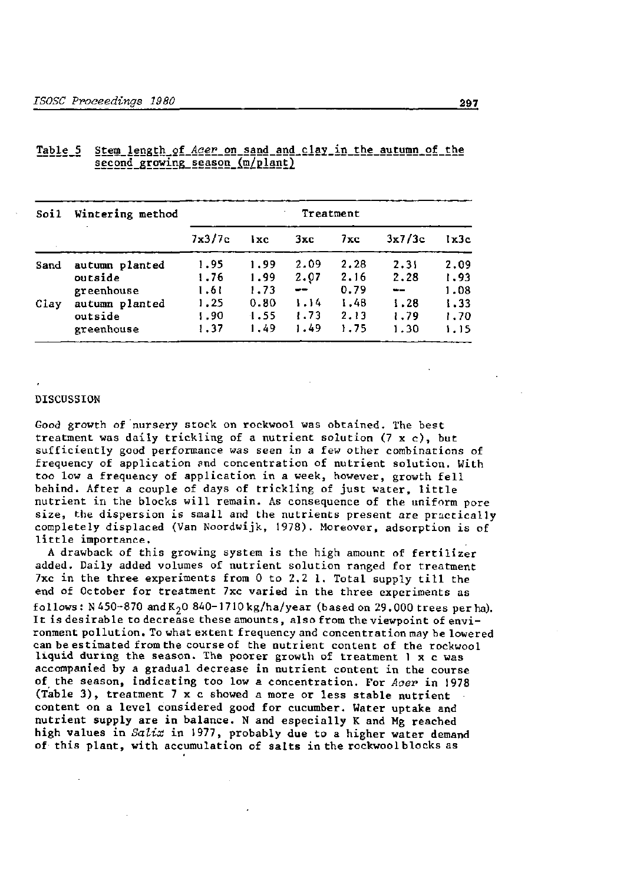Table 5 Stem length of *Acer* on sand and clay in the autumn of the second growing season (m/plant)

| Soil | Wintering method | Treatment | | | | | |
|---|---|---|---|---|---|---|---|
| | | 7x3/7c | 1xc | 3xc | 7xc | 3x7/3c | 1x3c |
| Sand | autumn planted | 1.95 | 1.99 | 2.09 | 2.28 | 2.31 | 2.09 |
| | outside | 1.76 | 1.99 | 2.07 | 2.16 | 2.28 | 1.93 |
| | greenhouse | 1.61 | 1.73 | -- | 0.79 | -- | 1.08 |
| Clay | autumn planted | 1.25 | 0.80 | 1.14 | 1.48 | 1.28 | 1.33 |
| | outside | 1.90 | 1.55 | 1.73 | 2.13 | 1.79 | 1.70 |
| | greenhouse | 1.37 | 1.49 | 1.49 | 1.75 | 1.30 | 1.15 |

## DISCUSSION

Good growth of nursery stock on rockwool was obtained. The best treatment was daily trickling of a nutrient solution (7 x c), but sufficiently good performance was seen in a few other combinations of frequency of application and concentration of nutrient solution. With too low a frequency of application in a week, however, growth fell behind. After a couple of days of trickling of just water, little nutrient in the blocks will remain. As consequence of the uniform pore size, the dispersion is small and the nutrients present are practically completely displaced (Van Noordwijk, 1978). Moreover, adsorption is of little importance.

A drawback of this growing system is the high amount of fertilizer added. Daily added volumes of nutrient solution ranged for treatment 7xc in the three experiments from 0 to 2.2 l. Total supply till the end of October for treatment 7xc varied in the three experiments as follows: N 450-870 and $K_2O$ 840-1710 kg/ha/year (based on 29.000 trees per ha). It is desirable to decrease these amounts, also from the viewpoint of environment pollution. To what extent frequency and concentration may be lowered can be estimated from the course of the nutrient content of the rockwool liquid during the season. The poorer growth of treatment 1 x c was accompanied by a gradual decrease in nutrient content in the course of the season, indicating too low a concentration. For *Acer* in 1978 (Table 3), treatment 7 x c showed a more or less stable nutrient content on a level considered good for cucumber. Water uptake and nutrient supply are in balance. N and especially K and Mg reached high values in *Salix* in 1977, probably due to a higher water demand of this plant, with accumulation of salts in the rockwool blocks as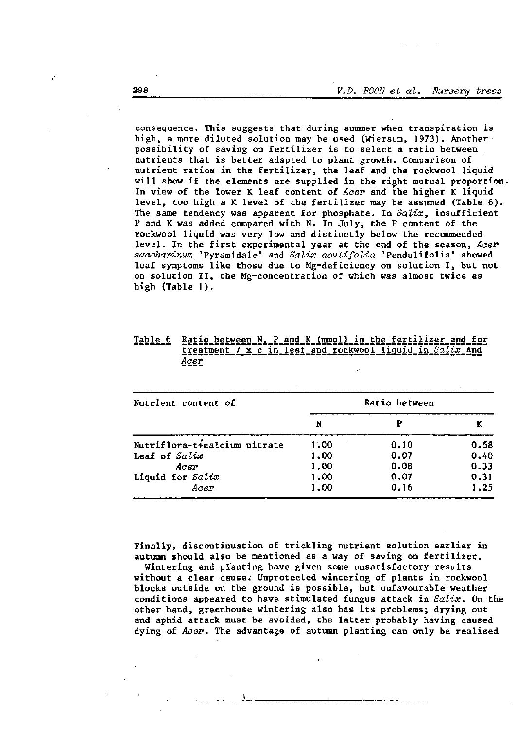consequence. This suggests that during summer when transpiration is high, a more diluted solution may be used (Wiersum, 1973). Another possibility of saving on fertilizer is to select a ratio between nutrients that is better adapted to plant growth. Comparison of nutrient ratios in the fertilizer, the leaf and the rockwool liquid will show if the elements are supplied in the right mutual proportion. In view of the lower K leaf content of *Acer* and the higher K liquid level, too high a K level of the fertilizer may be assumed (Table 6). The same tendency was apparent for phosphate. In *Salix*, insufficient P and K was added compared with N. In July, the P content of the rockwool liquid was very low and distinctly below the recommended level. In the first experimental year at the end of the season, *Acer saccharinum* 'Pyramidale' and *Salix acutifolia* 'Pendulifolia' showed leaf symptoms like those due to Mg-deficiency on solution I, but not on solution II, the Mg-concentration of which was almost twice as high (Table 1).

Table 6 Ratio between N, P and K (mmol) in the fertilizer and for treatment 7 x c in leaf and rockwool liquid in *Salix* and *Acer*

| Nutrient content of | Ratio between | | |
|---|---|---|---|
| | N | P | K |
| Nutriflora-t+calcium nitrate | 1.00 | 0.10 | 0.58 |
| Leaf of *Salix* | 1.00 | 0.07 | 0.40 |
| *Acer* | 1.00 | 0.08 | 0.33 |
| Liquid for *Salix* | 1.00 | 0.07 | 0.31 |
| *Acer* | 1.00 | 0.16 | 1.25 |

Finally, discontinuation of trickling nutrient solution earlier in autumn should also be mentioned as a way of saving on fertilizer.

Wintering and planting have given some unsatisfactory results without a clear cause. Unprotected wintering of plants in rockwool blocks outside on the ground is possible, but unfavourable weather conditions appeared to have stimulated fungus attack in *Salix*. On the other hand, greenhouse wintering also has its problems; drying out and aphid attack must be avoided, the latter probably having caused dying of *Acer*. The advantage of autumn planting can only be realised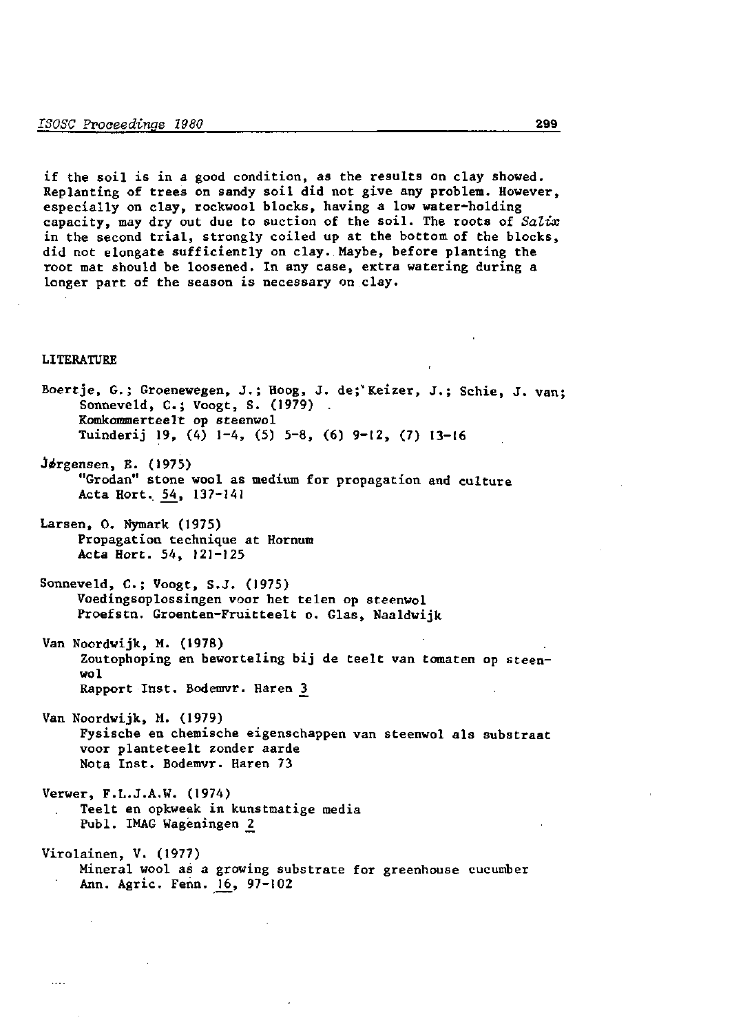if the soil is in a good condition, as the results on clay showed. Replanting of trees on sandy soil did not give any problem. However, especially on clay, rockwool blocks, having a low water-holding capacity, may dry out due to suction of the soil. The roots of *Salix* in the second trial, strongly coiled up at the bottom of the blocks, did not elongate sufficiently on clay. Maybe, before planting the root mat should be loosened. In any case, extra watering during a longer part of the season is necessary on clay.

## LITERATURE

Boertje, G.; Groenewegen, J.; Hoog, J. de; Keizer, J.; Schie, J. van; Sonneveld, C.; Voogt, S. (1979) .
Komkommerteelt op steenwol
Tuinderij 19, (4) 1-4, (5) 5-8, (6) 9-12, (7) 13-16

Jørgensen, E. (1975)
"Grodan" stone wool as medium for propagation and culture
Acta Hort. 54, 137-141

Larsen, O. Nymark (1975)
Propagation technique at Hornum
Acta Hort. 54, 121-125

Sonneveld, C.; Voogt, S.J. (1975)
Voedingsoplossingen voor het telen op steenwol
Proefstn. Groenten-Fruitteelt o. Glas, Naaldwijk

Van Noordwijk, M. (1978)
Zoutophoping en beworteling bij de teelt van tomaten op steenwol
Rapport Inst. Bodemvr. Haren 3

Van Noordwijk, M. (1979)
Fysische en chemische eigenschappen van steenwol als substraat voor planteteelt zonder aarde
Nota Inst. Bodemvr. Haren 73

Verwer, F.L.J.A.W. (1974)
Teelt en opkweek in kunstmatige media
Publ. IMAG Wageningen 2

Virolainen, V. (1977)
Mineral wool as a growing substrate for greenhouse cucumber
Ann. Agric. Fenn. 16, 97-102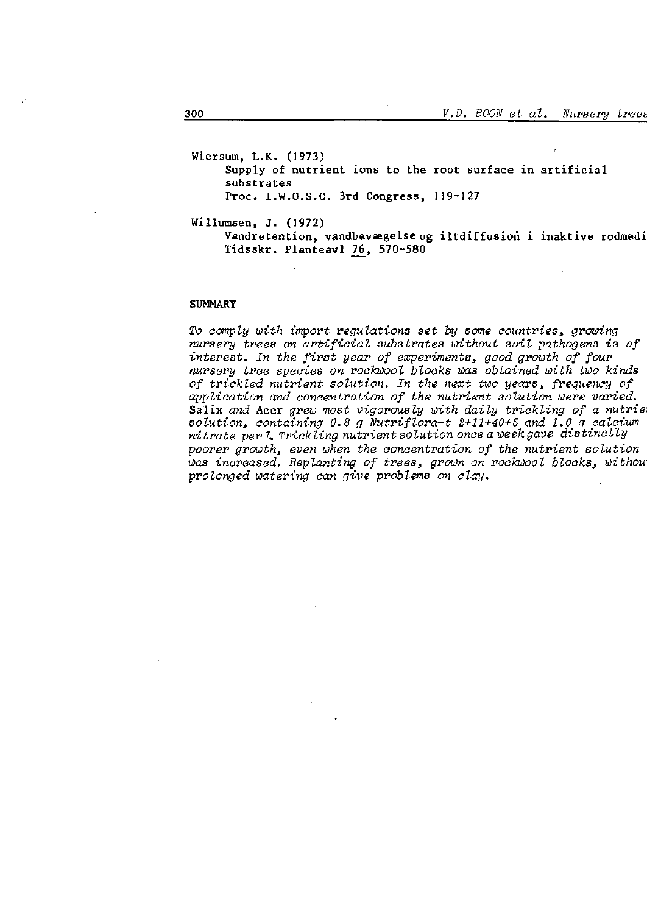Wiersum, L.K. (1973)
Supply of nutrient ions to the root surface in artificial substrates
Proc. I.W.O.S.C. 3rd Congress, 119-127

Willumsen, J. (1972)
Vandretention, vandbevægelse og iltdiffusion i inaktive rodmedi
Tidsskr. Planteavl 76, 570-580

## SUMMARY

*To comply with import regulations set by some countries, growing nursery trees on artificial substrates without soil pathogens is of interest. In the first year of experiments, good growth of four nursery tree species on rockwool blocks was obtained with two kinds of trickled nutrient solution. In the next two years, frequency of application and concentration of the nutrient solution were varied.* Salix *and* Acer *grew most vigorously with daily trickling of a nutrie solution, containing 0.8 g Nutriflora-t 2+11+40+5 and 1.0 g calcium nitrate per l. Trickling nutrient solution once a week gave distinctly poorer growth, even when the concentration of the nutrient solution was increased. Replanting of trees, grown on rockwool blocks, withou prolonged watering can give problems on clay.*